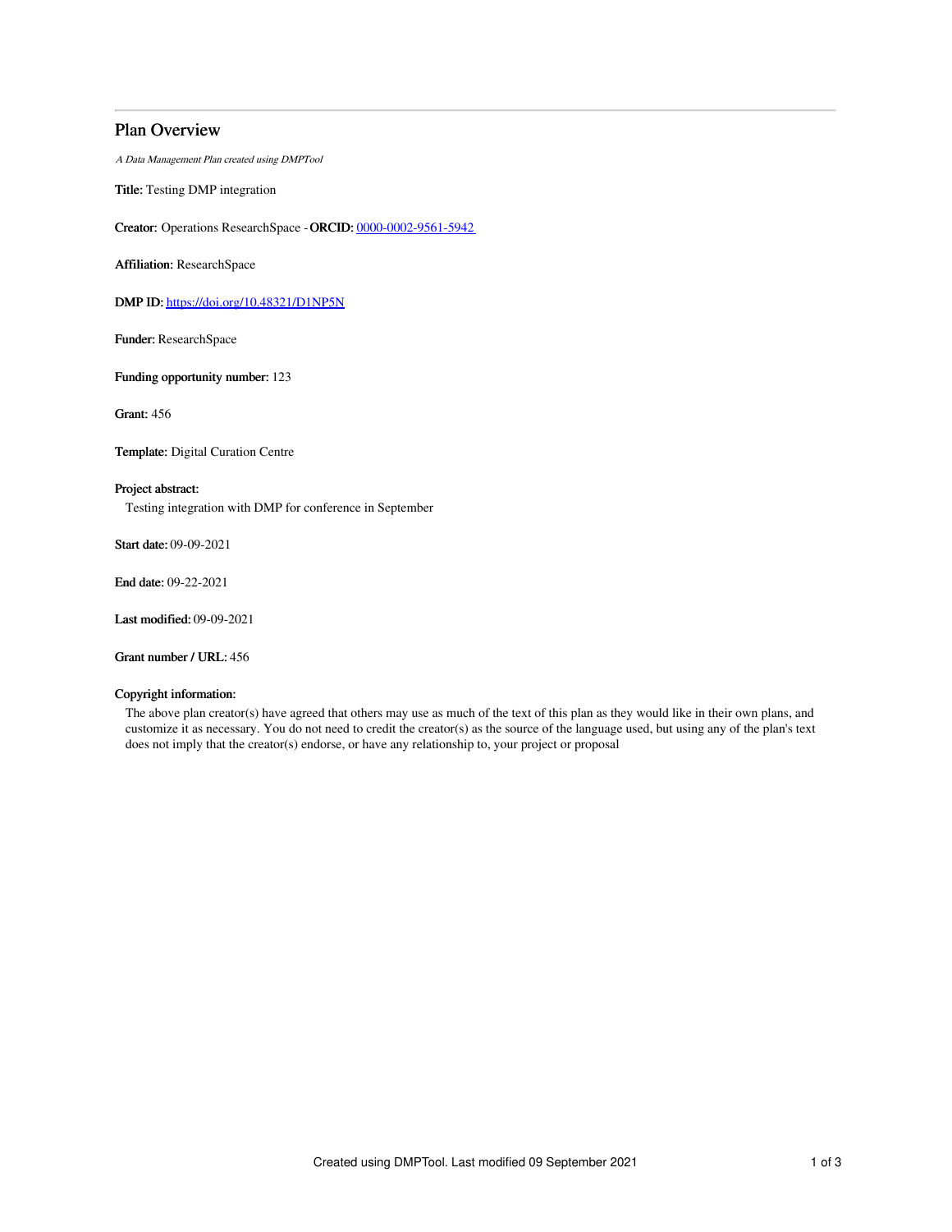## Plan Overview

*A Data Management Plan created using DMPTool*

**Title:** Testing DMP integration

**Creator:** Operations ResearchSpace - **ORCID:** 0000-0002-9561-5942

**Affiliation:** ResearchSpace

**DMP ID:** https://doi.org/10.48321/D1NP5N

**Funder:** ResearchSpace

**Funding opportunity number:** 123

**Grant:** 456

**Template:** Digital Curation Centre

**Project abstract:**

Testing integration with DMP for conference in September

**Start date:** 09-09-2021

**End date:** 09-22-2021

**Last modified:** 09-09-2021

**Grant number / URL:** 456

**Copyright information:**

The above plan creator(s) have agreed that others may use as much of the text of this plan as they would like in their own plans, and customize it as necessary. You do not need to credit the creator(s) as the source of the language used, but using any of the plan's text does not imply that the creator(s) endorse, or have any relationship to, your project or proposal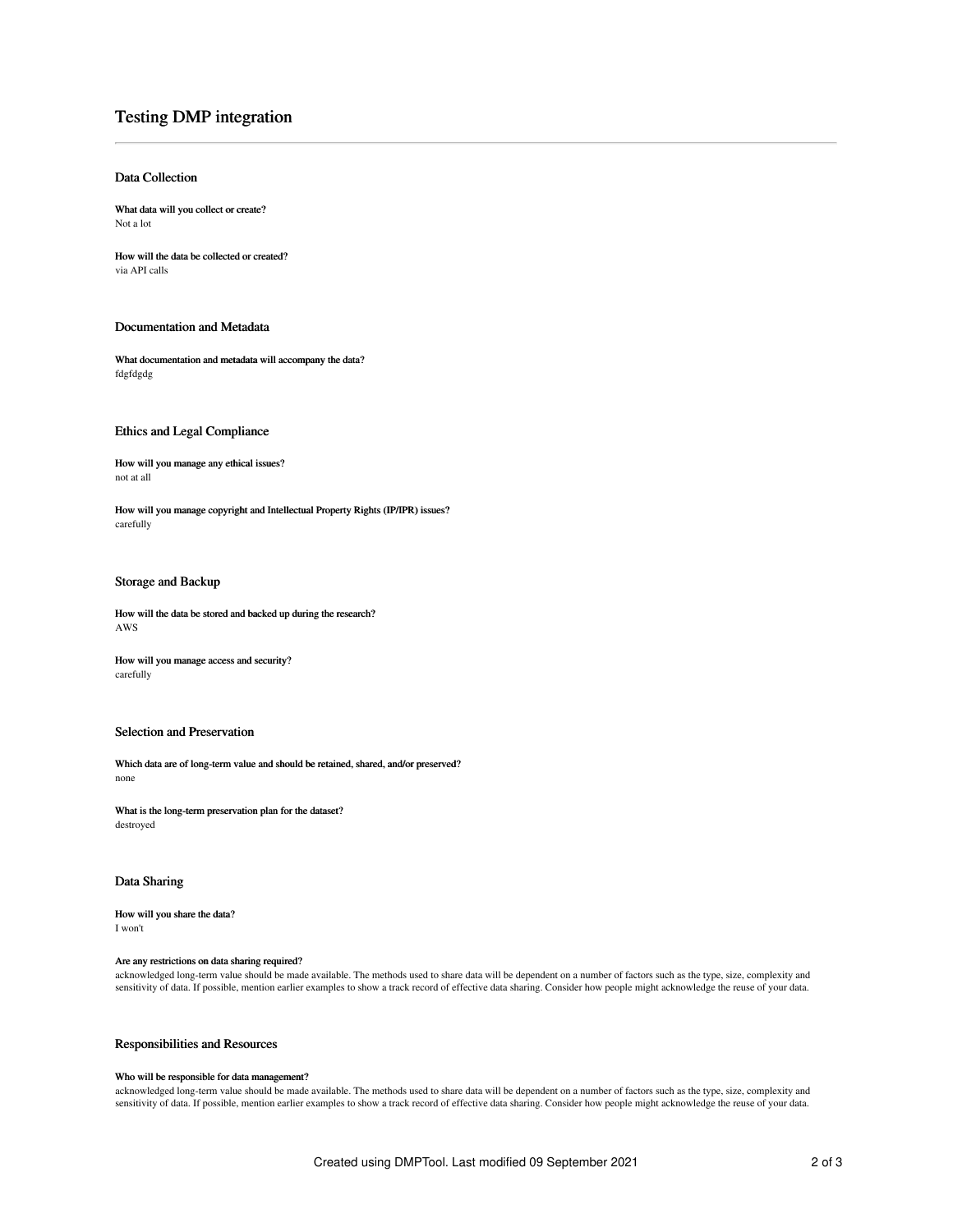# Testing DMP integration

---

## Data Collection

**What data will you collect or create?**
Not a lot

**How will the data be collected or created?**
via API calls

## Documentation and Metadata

**What documentation and metadata will accompany the data?**
fdgfdgdg

## Ethics and Legal Compliance

**How will you manage any ethical issues?**
not at all

**How will you manage copyright and Intellectual Property Rights (IP/IPR) issues?**
carefully

## Storage and Backup

**How will the data be stored and backed up during the research?**
AWS

**How will you manage access and security?**
carefully

## Selection and Preservation

**Which data are of long-term value and should be retained, shared, and/or preserved?**
none

**What is the long-term preservation plan for the dataset?**
destroyed

## Data Sharing

**How will you share the data?**
I won't

**Are any restrictions on data sharing required?**
acknowledged long-term value should be made available. The methods used to share data will be dependent on a number of factors such as the type, size, complexity and sensitivity of data. If possible, mention earlier examples to show a track record of effective data sharing. Consider how people might acknowledge the reuse of your data.

## Responsibilities and Resources

**Who will be responsible for data management?**
acknowledged long-term value should be made available. The methods used to share data will be dependent on a number of factors such as the type, size, complexity and sensitivity of data. If possible, mention earlier examples to show a track record of effective data sharing. Consider how people might acknowledge the reuse of your data.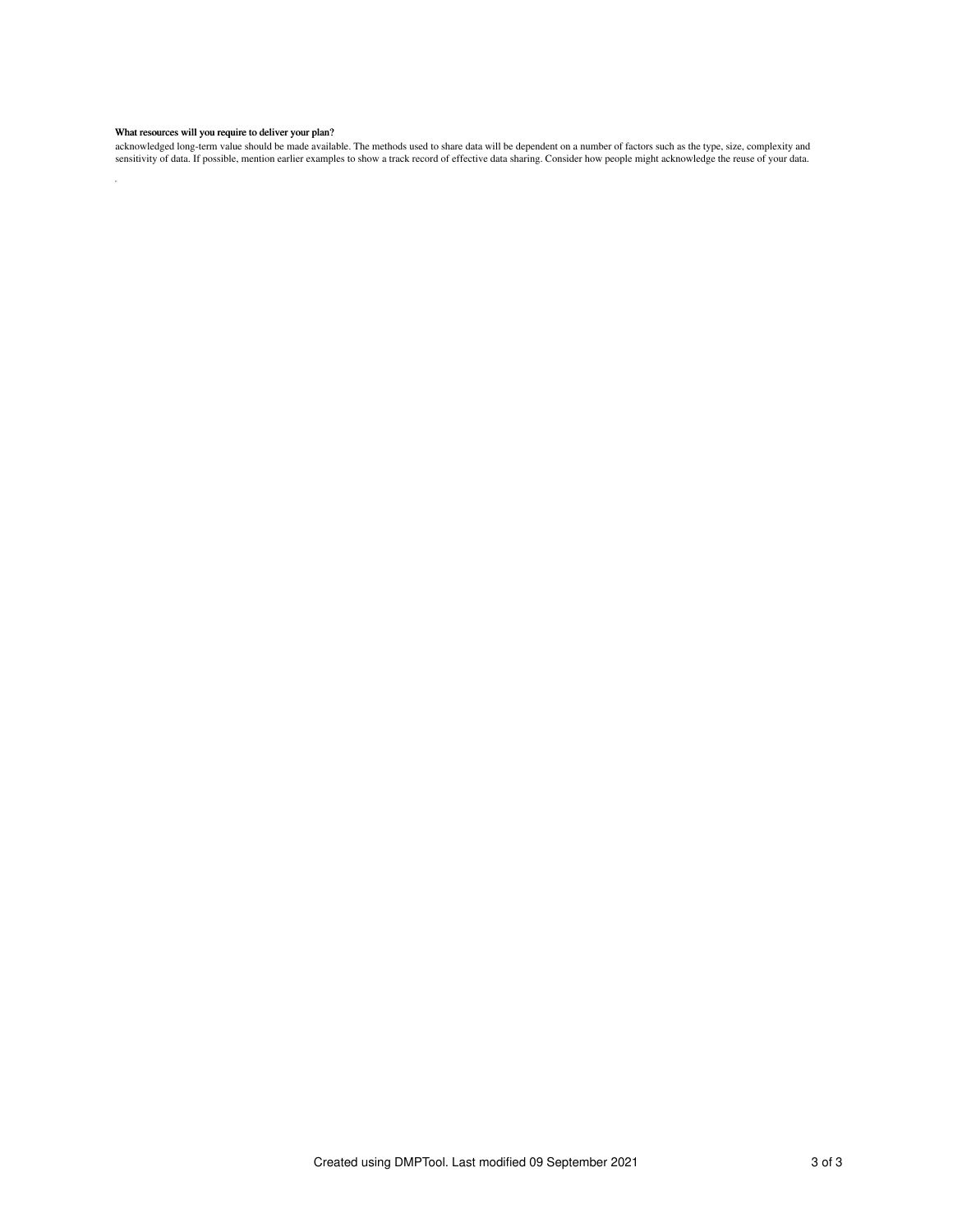**What resources will you require to deliver your plan?**

acknowledged long-term value should be made available. The methods used to share data will be dependent on a number of factors such as the type, size, complexity and sensitivity of data. If possible, mention earlier examples to show a track record of effective data sharing. Consider how people might acknowledge the reuse of your data.

.

Created using DMPTool. Last modified 09 September 2021